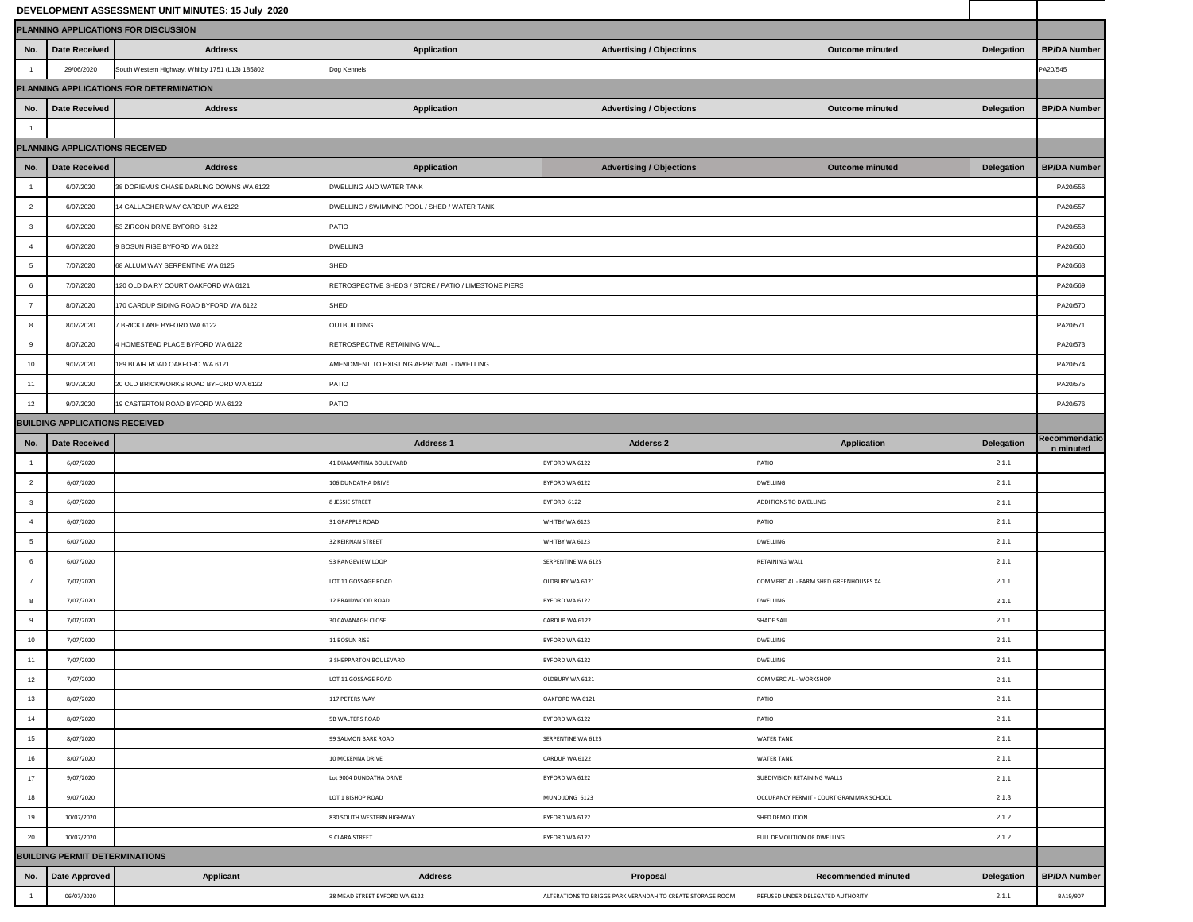# DEVELOPMENT ASSESSMENT UNIT MINUTES: 15 July 2020

## PLANNING APPLICATIONS FOR DISCUSSION

| No. | Date Received | Address | Application | Advertising / Objections | Outcome minuted | Delegation | BP/DA Number |
|---|---|---|---|---|---|---|---|
| 1 | 29/06/2020 | South Western Highway, Whitby 1751 (L13) 185802 | Dog Kennels | | | | PA20/545 |

## PLANNING APPLICATIONS FOR DETERMINATION

| No. | Date Received | Address | Application | Advertising / Objections | Outcome minuted | Delegation | BP/DA Number |
|---|---|---|---|---|---|---|---|
| 1 | | | | | | | |

## PLANNING APPLICATIONS RECEIVED

| No. | Date Received | Address | Application | Advertising / Objections | Outcome minuted | Delegation | BP/DA Number |
|---|---|---|---|---|---|---|---|
| 1 | 6/07/2020 | 38 DORIEMUS CHASE DARLING DOWNS WA 6122 | DWELLING AND WATER TANK | | | | PA20/556 |
| 2 | 6/07/2020 | 14 GALLAGHER WAY CARDUP WA 6122 | DWELLING / SWIMMING POOL / SHED / WATER TANK | | | | PA20/557 |
| 3 | 6/07/2020 | 53 ZIRCON DRIVE BYFORD 6122 | PATIO | | | | PA20/558 |
| 4 | 6/07/2020 | 9 BOSUN RISE BYFORD WA 6122 | DWELLING | | | | PA20/560 |
| 5 | 7/07/2020 | 68 ALLUM WAY SERPENTINE WA 6125 | SHED | | | | PA20/563 |
| 6 | 7/07/2020 | 120 OLD DAIRY COURT OAKFORD WA 6121 | RETROSPECTIVE SHEDS / STORE / PATIO / LIMESTONE PIERS | | | | PA20/569 |
| 7 | 8/07/2020 | 170 CARDUP SIDING ROAD BYFORD WA 6122 | SHED | | | | PA20/570 |
| 8 | 8/07/2020 | 7 BRICK LANE BYFORD WA 6122 | OUTBUILDING | | | | PA20/571 |
| 9 | 8/07/2020 | 4 HOMESTEAD PLACE BYFORD WA 6122 | RETROSPECTIVE RETAINING WALL | | | | PA20/573 |
| 10 | 9/07/2020 | 189 BLAIR ROAD OAKFORD WA 6121 | AMENDMENT TO EXISTING APPROVAL - DWELLING | | | | PA20/574 |
| 11 | 9/07/2020 | 20 OLD BRICKWORKS ROAD BYFORD WA 6122 | PATIO | | | | PA20/575 |
| 12 | 9/07/2020 | 19 CASTERTON ROAD BYFORD WA 6122 | PATIO | | | | PA20/576 |

## BUILDING APPLICATIONS RECEIVED

| No. | Date Received | | Address 1 | Adderss 2 | Application | Delegation | Recommendation minuted |
|---|---|---|---|---|---|---|---|
| 1 | 6/07/2020 | | 41 DIAMANTINA BOULEVARD | BYFORD WA 6122 | PATIO | 2.1.1 | |
| 2 | 6/07/2020 | | 106 DUNDATHA DRIVE | BYFORD WA 6122 | DWELLING | 2.1.1 | |
| 3 | 6/07/2020 | | 8 JESSIE STREET | BYFORD 6122 | ADDITIONS TO DWELLING | 2.1.1 | |
| 4 | 6/07/2020 | | 31 GRAPPLE ROAD | WHITBY WA 6123 | PATIO | 2.1.1 | |
| 5 | 6/07/2020 | | 32 KEIRNAN STREET | WHITBY WA 6123 | DWELLING | 2.1.1 | |
| 6 | 6/07/2020 | | 93 RANGEVIEW LOOP | SERPENTINE WA 6125 | RETAINING WALL | 2.1.1 | |
| 7 | 7/07/2020 | | LOT 11 GOSSAGE ROAD | OLDBURY WA 6121 | COMMERCIAL - FARM SHED GREENHOUSES X4 | 2.1.1 | |
| 8 | 7/07/2020 | | 12 BRAIDWOOD ROAD | BYFORD WA 6122 | DWELLING | 2.1.1 | |
| 9 | 7/07/2020 | | 30 CAVANAGH CLOSE | CARDUP WA 6122 | SHADE SAIL | 2.1.1 | |
| 10 | 7/07/2020 | | 11 BOSUN RISE | BYFORD WA 6122 | DWELLING | 2.1.1 | |
| 11 | 7/07/2020 | | 3 SHEPPARTON BOULEVARD | BYFORD WA 6122 | DWELLING | 2.1.1 | |
| 12 | 7/07/2020 | | LOT 11 GOSSAGE ROAD | OLDBURY WA 6121 | COMMERCIAL - WORKSHOP | 2.1.1 | |
| 13 | 8/07/2020 | | 117 PETERS WAY | OAKFORD WA 6121 | PATIO | 2.1.1 | |
| 14 | 8/07/2020 | | 58 WALTERS ROAD | BYFORD WA 6122 | PATIO | 2.1.1 | |
| 15 | 8/07/2020 | | 99 SALMON BARK ROAD | SERPENTINE WA 6125 | WATER TANK | 2.1.1 | |
| 16 | 8/07/2020 | | 10 MCKENNA DRIVE | CARDUP WA 6122 | WATER TANK | 2.1.1 | |
| 17 | 9/07/2020 | | Lot 9004 DUNDATHA DRIVE | BYFORD WA 6122 | SUBDIVISION RETAINING WALLS | 2.1.1 | |
| 18 | 9/07/2020 | | LOT 1 BISHOP ROAD | MUNDIJONG 6123 | OCCUPANCY PERMIT - COURT GRAMMAR SCHOOL | 2.1.3 | |
| 19 | 10/07/2020 | | 830 SOUTH WESTERN HIGHWAY | BYFORD WA 6122 | SHED DEMOLITION | 2.1.2 | |
| 20 | 10/07/2020 | | 9 CLARA STREET | BYFORD WA 6122 | FULL DEMOLITION OF DWELLING | 2.1.2 | |

## BUILDING PERMIT DETERMINATIONS

| No. | Date Approved | Applicant | Address | Proposal | Recommended minuted | Delegation | BP/DA Number |
|---|---|---|---|---|---|---|---|
| 1 | 06/07/2020 | | 38 MEAD STREET BYFORD WA 6122 | ALTERATIONS TO BRIGGS PARK VERANDAH TO CREATE STORAGE ROOM | REFUSED UNDER DELEGATED AUTHORITY | 2.1.1 | BA19/907 |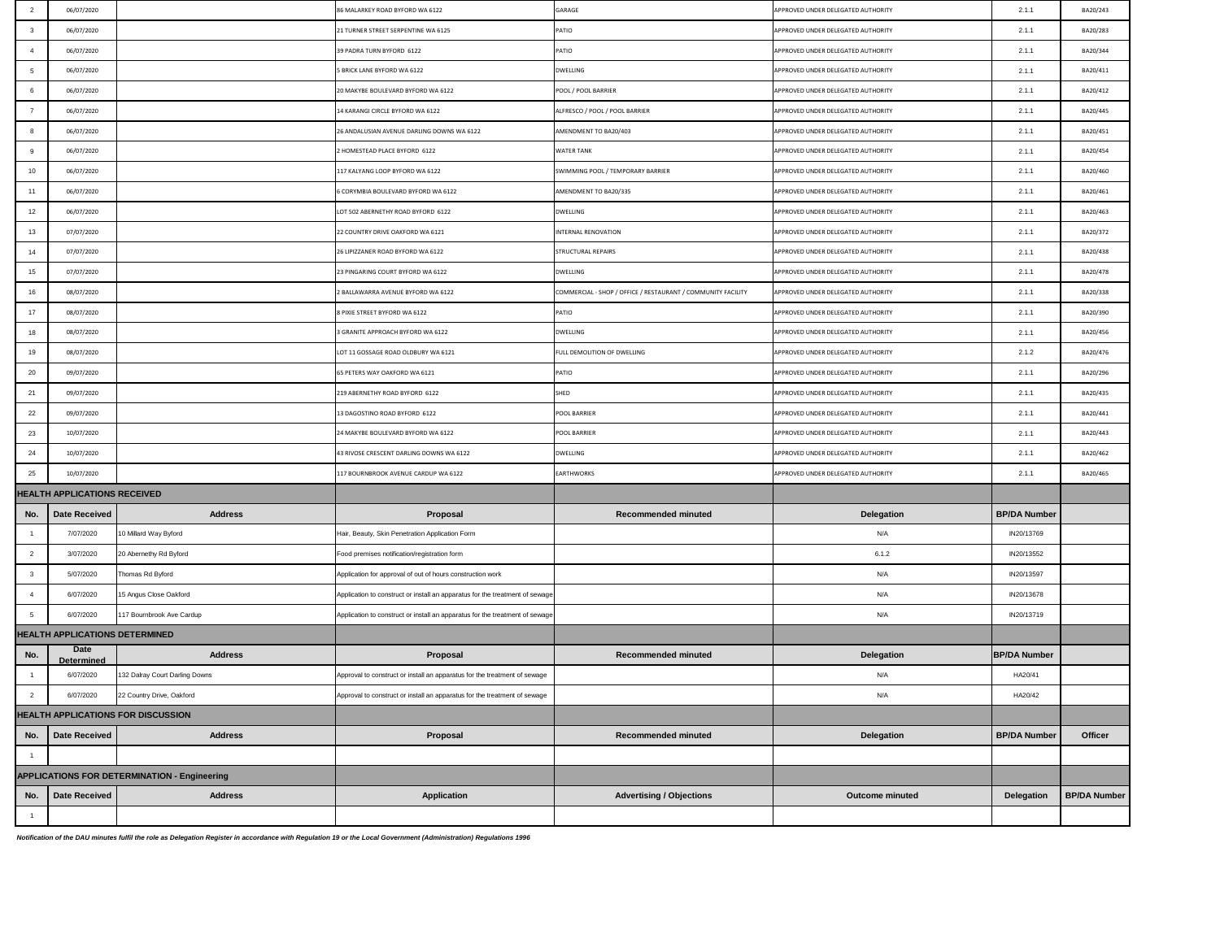| | | | | | | | |
|---|---|---|---|---|---|---|---|
| 2 | 06/07/2020 | | 86 MALARKEY ROAD BYFORD WA 6122 | GARAGE | APPROVED UNDER DELEGATED AUTHORITY | 2.1.1 | BA20/243 |
| 3 | 06/07/2020 | | 21 TURNER STREET SERPENTINE WA 6125 | PATIO | APPROVED UNDER DELEGATED AUTHORITY | 2.1.1 | BA20/283 |
| 4 | 06/07/2020 | | 39 PADRA TURN BYFORD 6122 | PATIO | APPROVED UNDER DELEGATED AUTHORITY | 2.1.1 | BA20/344 |
| 5 | 06/07/2020 | | 5 BRICK LANE BYFORD WA 6122 | DWELLING | APPROVED UNDER DELEGATED AUTHORITY | 2.1.1 | BA20/411 |
| 6 | 06/07/2020 | | 20 MAKYBE BOULEVARD BYFORD WA 6122 | POOL / POOL BARRIER | APPROVED UNDER DELEGATED AUTHORITY | 2.1.1 | BA20/412 |
| 7 | 06/07/2020 | | 14 KARANGI CIRCLE BYFORD WA 6122 | ALFRESCO / POOL / POOL BARRIER | APPROVED UNDER DELEGATED AUTHORITY | 2.1.1 | BA20/445 |
| 8 | 06/07/2020 | | 26 ANDALUSIAN AVENUE DARLING DOWNS WA 6122 | AMENDMENT TO BA20/403 | APPROVED UNDER DELEGATED AUTHORITY | 2.1.1 | BA20/451 |
| 9 | 06/07/2020 | | 2 HOMESTEAD PLACE BYFORD 6122 | WATER TANK | APPROVED UNDER DELEGATED AUTHORITY | 2.1.1 | BA20/454 |
| 10 | 06/07/2020 | | 117 KALYANG LOOP BYFORD WA 6122 | SWIMMING POOL / TEMPORARY BARRIER | APPROVED UNDER DELEGATED AUTHORITY | 2.1.1 | BA20/460 |
| 11 | 06/07/2020 | | 6 CORYMBIA BOULEVARD BYFORD WA 6122 | AMENDMENT TO BA20/335 | APPROVED UNDER DELEGATED AUTHORITY | 2.1.1 | BA20/461 |
| 12 | 06/07/2020 | | LOT 502 ABERNETHY ROAD BYFORD 6122 | DWELLING | APPROVED UNDER DELEGATED AUTHORITY | 2.1.1 | BA20/463 |
| 13 | 07/07/2020 | | 22 COUNTRY DRIVE OAKFORD WA 6121 | INTERNAL RENOVATION | APPROVED UNDER DELEGATED AUTHORITY | 2.1.1 | BA20/372 |
| 14 | 07/07/2020 | | 26 LIPIZZANER ROAD BYFORD WA 6122 | STRUCTURAL REPAIRS | APPROVED UNDER DELEGATED AUTHORITY | 2.1.1 | BA20/438 |
| 15 | 07/07/2020 | | 23 PINGARING COURT BYFORD WA 6122 | DWELLING | APPROVED UNDER DELEGATED AUTHORITY | 2.1.1 | BA20/478 |
| 16 | 08/07/2020 | | 2 BALLAWARRA AVENUE BYFORD WA 6122 | COMMERCIAL - SHOP / OFFICE / RESTAURANT / COMMUNITY FACILITY | APPROVED UNDER DELEGATED AUTHORITY | 2.1.1 | BA20/338 |
| 17 | 08/07/2020 | | 8 PIXIE STREET BYFORD WA 6122 | PATIO | APPROVED UNDER DELEGATED AUTHORITY | 2.1.1 | BA20/390 |
| 18 | 08/07/2020 | | 3 GRANITE APPROACH BYFORD WA 6122 | DWELLING | APPROVED UNDER DELEGATED AUTHORITY | 2.1.1 | BA20/456 |
| 19 | 08/07/2020 | | LOT 11 GOSSAGE ROAD OLDBURY WA 6121 | FULL DEMOLITION OF DWELLING | APPROVED UNDER DELEGATED AUTHORITY | 2.1.2 | BA20/476 |
| 20 | 09/07/2020 | | 65 PETERS WAY OAKFORD WA 6121 | PATIO | APPROVED UNDER DELEGATED AUTHORITY | 2.1.1 | BA20/296 |
| 21 | 09/07/2020 | | 219 ABERNETHY ROAD BYFORD 6122 | SHED | APPROVED UNDER DELEGATED AUTHORITY | 2.1.1 | BA20/435 |
| 22 | 09/07/2020 | | 13 DAGOSTINO ROAD BYFORD 6122 | POOL BARRIER | APPROVED UNDER DELEGATED AUTHORITY | 2.1.1 | BA20/441 |
| 23 | 10/07/2020 | | 24 MAKYBE BOULEVARD BYFORD WA 6122 | POOL BARRIER | APPROVED UNDER DELEGATED AUTHORITY | 2.1.1 | BA20/443 |
| 24 | 10/07/2020 | | 43 RIVOSE CRESCENT DARLING DOWNS WA 6122 | DWELLING | APPROVED UNDER DELEGATED AUTHORITY | 2.1.1 | BA20/462 |
| 25 | 10/07/2020 | | 117 BOURNBROOK AVENUE CARDUP WA 6122 | EARTHWORKS | APPROVED UNDER DELEGATED AUTHORITY | 2.1.1 | BA20/465 |

**HEALTH APPLICATIONS RECEIVED**

| No. | Date Received | Address | Proposal | Recommended minuted | Delegation | BP/DA Number | |
|---|---|---|---|---|---|---|---|
| 1 | 7/07/2020 | 10 Millard Way Byford | Hair, Beauty, Skin Penetration Application Form | | N/A | IN20/13769 | |
| 2 | 3/07/2020 | 20 Abernethy Rd Byford | Food premises notification/registration form | | 6.1.2 | IN20/13552 | |
| 3 | 5/07/2020 | Thomas Rd Byford | Application for approval of out of hours construction work | | N/A | IN20/13597 | |
| 4 | 6/07/2020 | 15 Angus Close Oakford | Application to construct or install an apparatus for the treatment of sewage | | N/A | IN20/13678 | |
| 5 | 6/07/2020 | 117 Bournbrook Ave Cardup | Application to construct or install an apparatus for the treatment of sewage | | N/A | IN20/13719 | |

**HEALTH APPLICATIONS DETERMINED**

| No. | Date Determined | Address | Proposal | Recommended minuted | Delegation | BP/DA Number | |
|---|---|---|---|---|---|---|---|
| 1 | 6/07/2020 | 132 Dalray Court Darling Downs | Approval to construct or install an apparatus for the treatment of sewage | | N/A | HA20/41 | |
| 2 | 6/07/2020 | 22 Country Drive, Oakford | Approval to construct or install an apparatus for the treatment of sewage | | N/A | HA20/42 | |

**HEALTH APPLICATIONS FOR DISCUSSION**

| No. | Date Received | Address | Proposal | Recommended minuted | Delegation | BP/DA Number | Officer |
|---|---|---|---|---|---|---|---|
| 1 | | | | | | | |

**APPLICATIONS FOR DETERMINATION - Engineering**

| No. | Date Received | Address | Application | Advertising / Objections | Outcome minuted | Delegation | BP/DA Number |
|---|---|---|---|---|---|---|---|
| 1 | | | | | | | |

***Notification of the DAU minutes fulfil the role as Delegation Register in accordance with Regulation 19 or the Local Government (Administration) Regulations 1996***